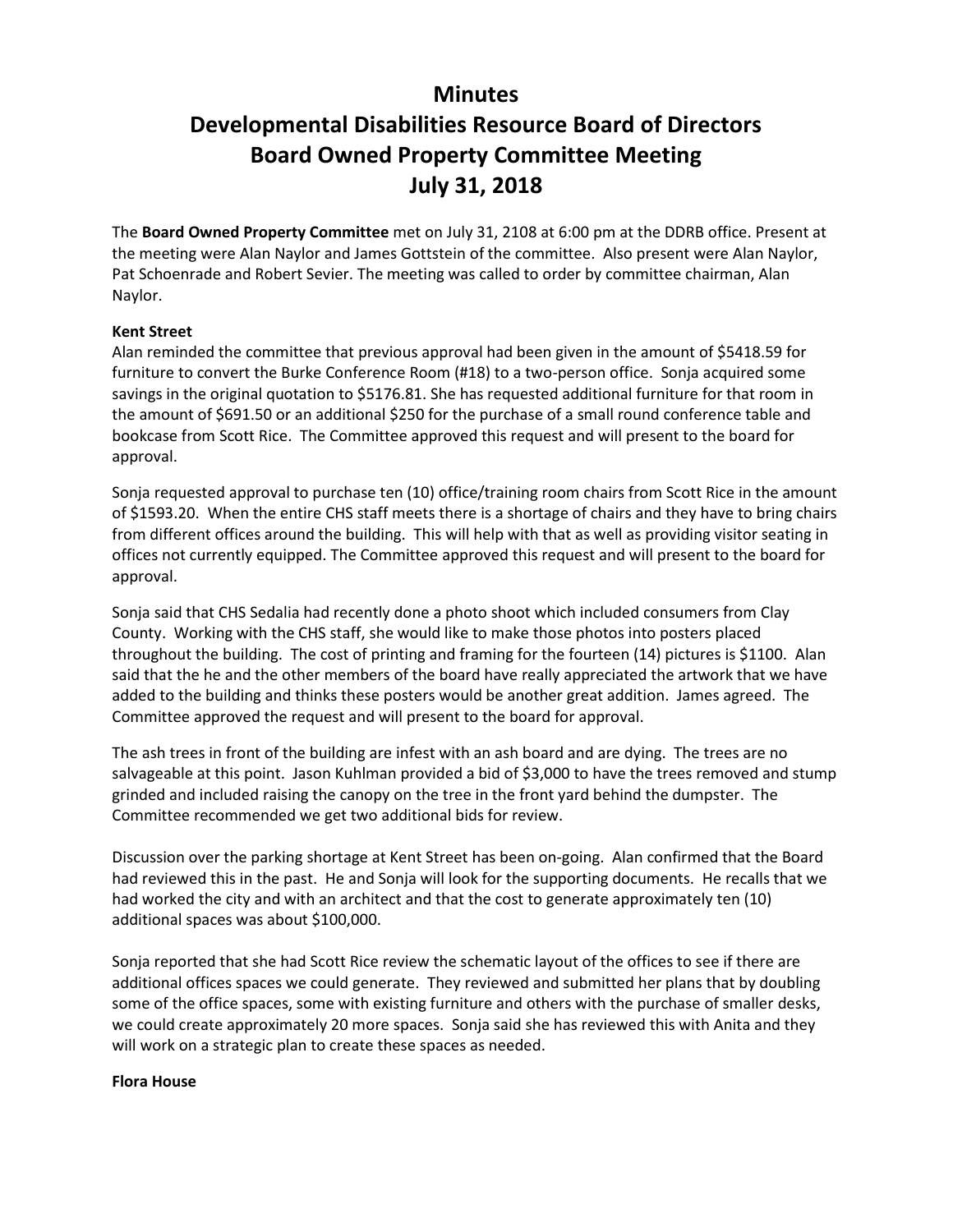# Minutes
# Developmental Disabilities Resource Board of Directors
# Board Owned Property Committee Meeting
# July 31, 2018

The **Board Owned Property Committee** met on July 31, 2108 at 6:00 pm at the DDRB office. Present at the meeting were Alan Naylor and James Gottstein of the committee. Also present were Alan Naylor, Pat Schoenrade and Robert Sevier. The meeting was called to order by committee chairman, Alan Naylor.

**Kent Street**

Alan reminded the committee that previous approval had been given in the amount of $5418.59 for furniture to convert the Burke Conference Room (#18) to a two-person office. Sonja acquired some savings in the original quotation to $5176.81. She has requested additional furniture for that room in the amount of $691.50 or an additional $250 for the purchase of a small round conference table and bookcase from Scott Rice. The Committee approved this request and will present to the board for approval.

Sonja requested approval to purchase ten (10) office/training room chairs from Scott Rice in the amount of $1593.20. When the entire CHS staff meets there is a shortage of chairs and they have to bring chairs from different offices around the building. This will help with that as well as providing visitor seating in offices not currently equipped. The Committee approved this request and will present to the board for approval.

Sonja said that CHS Sedalia had recently done a photo shoot which included consumers from Clay County. Working with the CHS staff, she would like to make those photos into posters placed throughout the building. The cost of printing and framing for the fourteen (14) pictures is $1100. Alan said that the he and the other members of the board have really appreciated the artwork that we have added to the building and thinks these posters would be another great addition. James agreed. The Committee approved the request and will present to the board for approval.

The ash trees in front of the building are infest with an ash board and are dying. The trees are no salvageable at this point. Jason Kuhlman provided a bid of $3,000 to have the trees removed and stump grinded and included raising the canopy on the tree in the front yard behind the dumpster. The Committee recommended we get two additional bids for review.

Discussion over the parking shortage at Kent Street has been on-going. Alan confirmed that the Board had reviewed this in the past. He and Sonja will look for the supporting documents. He recalls that we had worked the city and with an architect and that the cost to generate approximately ten (10) additional spaces was about $100,000.

Sonja reported that she had Scott Rice review the schematic layout of the offices to see if there are additional offices spaces we could generate. They reviewed and submitted her plans that by doubling some of the office spaces, some with existing furniture and others with the purchase of smaller desks, we could create approximately 20 more spaces. Sonja said she has reviewed this with Anita and they will work on a strategic plan to create these spaces as needed.

**Flora House**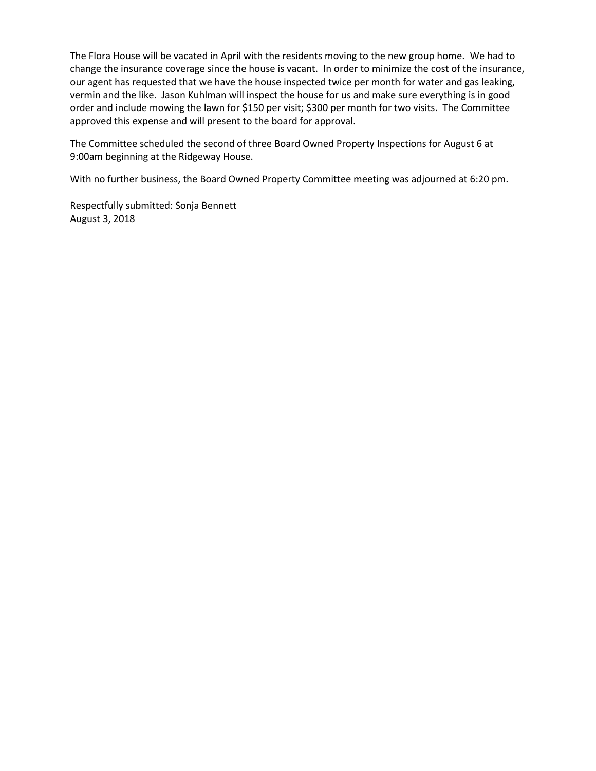The Flora House will be vacated in April with the residents moving to the new group home. We had to change the insurance coverage since the house is vacant. In order to minimize the cost of the insurance, our agent has requested that we have the house inspected twice per month for water and gas leaking, vermin and the like. Jason Kuhlman will inspect the house for us and make sure everything is in good order and include mowing the lawn for $150 per visit; $300 per month for two visits. The Committee approved this expense and will present to the board for approval.

The Committee scheduled the second of three Board Owned Property Inspections for August 6 at 9:00am beginning at the Ridgeway House.

With no further business, the Board Owned Property Committee meeting was adjourned at 6:20 pm.

Respectfully submitted: Sonja Bennett
August 3, 2018